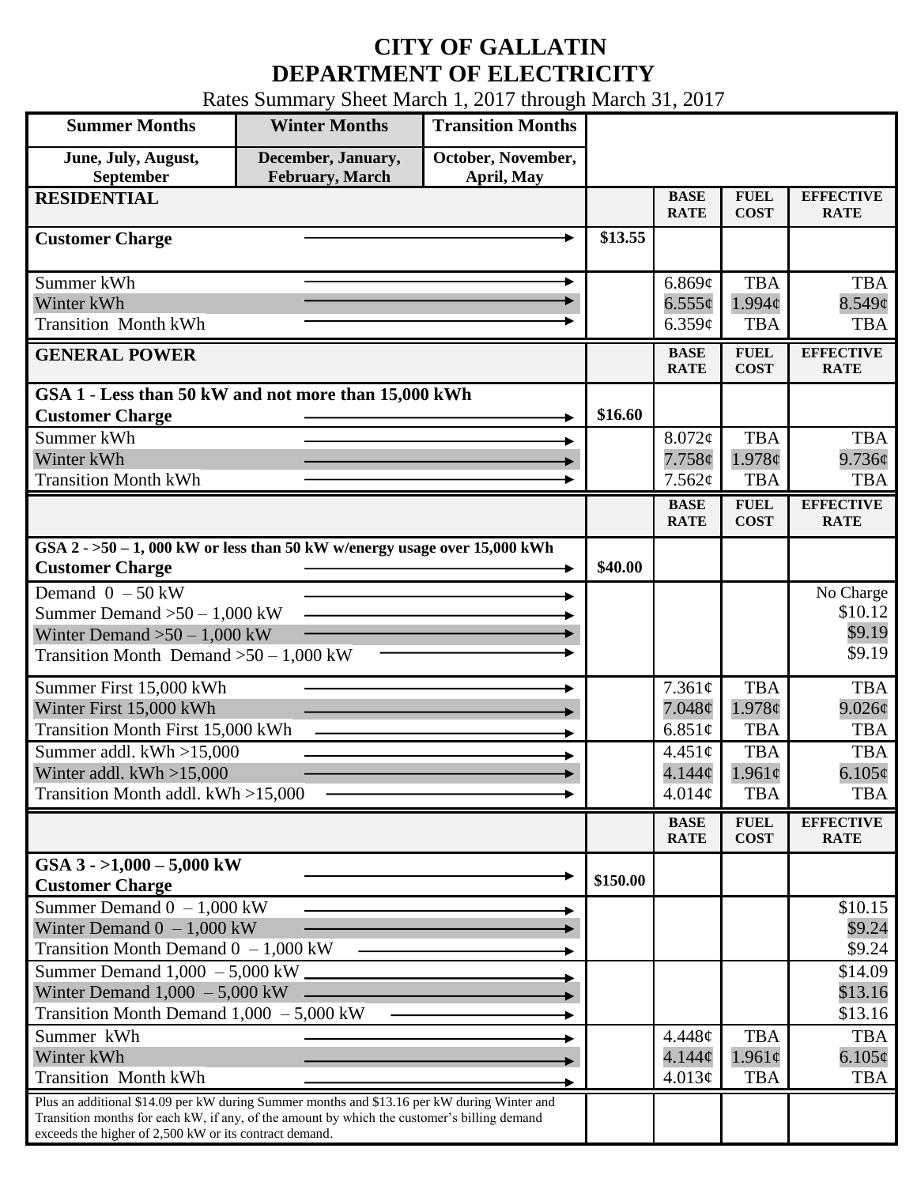# CITY OF GALLATIN
# DEPARTMENT OF ELECTRICITY

Rates Summary Sheet March 1, 2017 through March 31, 2017

| Summer Months | Winter Months | Transition Months |
|---|---|---|
| June, July, August, September | December, January, February, March | October, November, April, May |

| RESIDENTIAL | | BASE RATE | FUEL COST | EFFECTIVE RATE |
|---|---|---|---|---|
| **Customer Charge** | $13.55 | | | |
| Summer kWh | | 6.869¢ | TBA | TBA |
| Winter kWh | | 6.555¢ | 1.994¢ | 8.549¢ |
| Transition Month kWh | | 6.359¢ | TBA | TBA |

| GENERAL POWER | | BASE RATE | FUEL COST | EFFECTIVE RATE |
|---|---|---|---|---|
| **GSA 1 - Less than 50 kW and not more than 15,000 kWh** | | | | |
| **Customer Charge** | $16.60 | | | |
| Summer kWh | | 8.072¢ | TBA | TBA |
| Winter kWh | | 7.758¢ | 1.978¢ | 9.736¢ |
| Transition Month kWh | | 7.562¢ | TBA | TBA |

| | | BASE RATE | FUEL COST | EFFECTIVE RATE |
|---|---|---|---|---|
| **GSA 2 - >50 – 1, 000 kW or less than 50 kW w/energy usage over 15,000 kWh** | | | | |
| **Customer Charge** | $40.00 | | | |
| Demand 0 – 50 kW | | | | No Charge |
| Summer Demand >50 – 1,000 kW | | | | $10.12 |
| Winter Demand >50 – 1,000 kW | | | | $9.19 |
| Transition Month Demand >50 – 1,000 kW | | | | $9.19 |
| Summer First 15,000 kWh | | 7.361¢ | TBA | TBA |
| Winter First 15,000 kWh | | 7.048¢ | 1.978¢ | 9.026¢ |
| Transition Month First 15,000 kWh | | 6.851¢ | TBA | TBA |
| Summer addl. kWh >15,000 | | 4.451¢ | TBA | TBA |
| Winter addl. kWh >15,000 | | 4.144¢ | 1.961¢ | 6.105¢ |
| Transition Month addl. kWh >15,000 | | 4.014¢ | TBA | TBA |

| | | BASE RATE | FUEL COST | EFFECTIVE RATE |
|---|---|---|---|---|
| **GSA 3 - >1,000 – 5,000 kW** | | | | |
| **Customer Charge** | $150.00 | | | |
| Summer Demand 0 – 1,000 kW | | | | $10.15 |
| Winter Demand 0 – 1,000 kW | | | | $9.24 |
| Transition Month Demand 0 – 1,000 kW | | | | $9.24 |
| Summer Demand 1,000 – 5,000 kW | | | | $14.09 |
| Winter Demand 1,000 – 5,000 kW | | | | $13.16 |
| Transition Month Demand 1,000 – 5,000 kW | | | | $13.16 |
| Summer kWh | | 4.448¢ | TBA | TBA |
| Winter kWh | | 4.144¢ | 1.961¢ | 6.105¢ |
| Transition Month kWh | | 4.013¢ | TBA | TBA |
| Plus an additional $14.09 per kW during Summer months and $13.16 per kW during Winter and Transition months for each kW, if any, of the amount by which the customer's billing demand exceeds the higher of 2,500 kW or its contract demand. | | | | |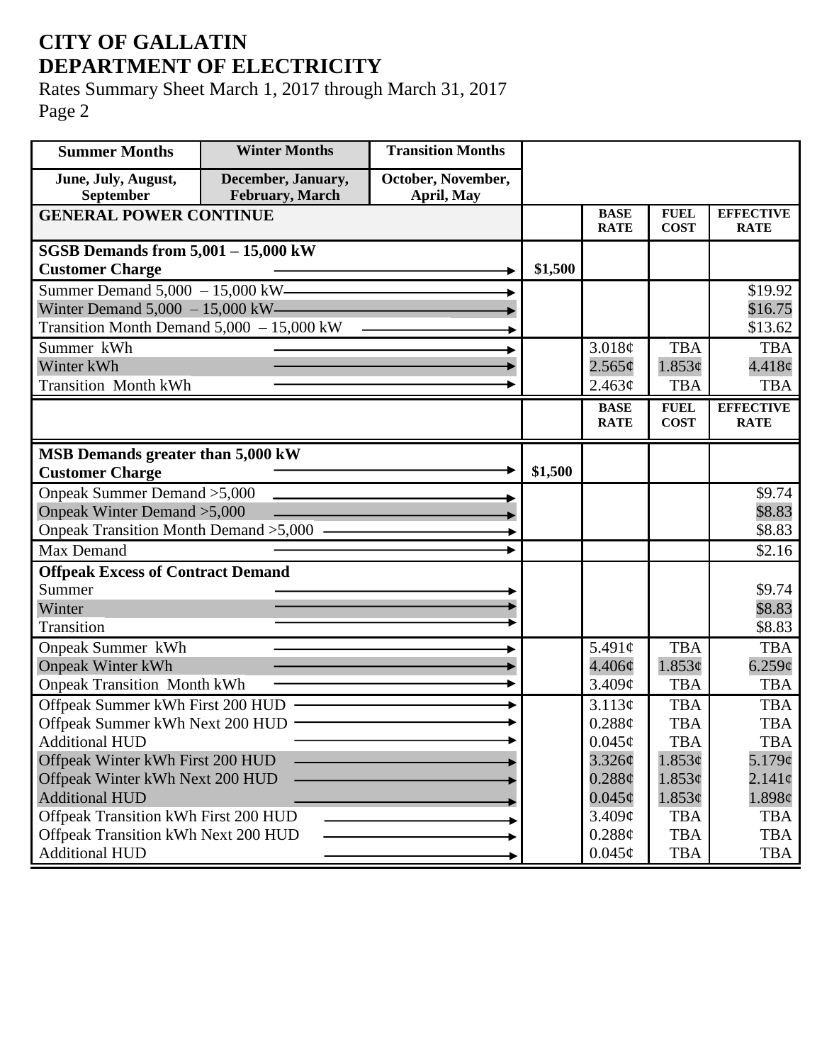# CITY OF GALLATIN
# DEPARTMENT OF ELECTRICITY

Rates Summary Sheet March 1, 2017 through March 31, 2017

| Summer Months | Winter Months | Transition Months |
|---|---|---|
| June, July, August, September | December, January, February, March | October, November, April, May |

| GENERAL POWER CONTINUE | | BASE RATE | FUEL COST | EFFECTIVE RATE |
|---|---|---|---|---|
| **SGSB Demands from 5,001 – 15,000 kW** | | | | |
| **Customer Charge** | **\$1,500** | | | |
| Summer Demand 5,000 – 15,000 kW | | | | \$19.92 |
| Winter Demand 5,000 – 15,000 kW | | | | \$16.75 |
| Transition Month Demand 5,000 – 15,000 kW | | | | \$13.62 |
| Summer kWh | | 3.018¢ | TBA | TBA |
| Winter kWh | | 2.565¢ | 1.853¢ | 4.418¢ |
| Transition Month kWh | | 2.463¢ | TBA | TBA |

| | | BASE RATE | FUEL COST | EFFECTIVE RATE |
|---|---|---|---|---|
| **MSB Demands greater than 5,000 kW** | | | | |
| **Customer Charge** | **\$1,500** | | | |
| Onpeak Summer Demand >5,000 | | | | \$9.74 |
| Onpeak Winter Demand >5,000 | | | | \$8.83 |
| Onpeak Transition Month Demand >5,000 | | | | \$8.83 |
| Max Demand | | | | \$2.16 |
| **Offpeak Excess of Contract Demand** | | | | |
| Summer | | | | \$9.74 |
| Winter | | | | \$8.83 |
| Transition | | | | \$8.83 |
| Onpeak Summer kWh | | 5.491¢ | TBA | TBA |
| Onpeak Winter kWh | | 4.406¢ | 1.853¢ | 6.259¢ |
| Onpeak Transition Month kWh | | 3.409¢ | TBA | TBA |
| Offpeak Summer kWh First 200 HUD | | 3.113¢ | TBA | TBA |
| Offpeak Summer kWh Next 200 HUD | | 0.288¢ | TBA | TBA |
| Additional HUD | | 0.045¢ | TBA | TBA |
| Offpeak Winter kWh First 200 HUD | | 3.326¢ | 1.853¢ | 5.179¢ |
| Offpeak Winter kWh Next 200 HUD | | 0.288¢ | 1.853¢ | 2.141¢ |
| Additional HUD | | 0.045¢ | 1.853¢ | 1.898¢ |
| Offpeak Transition kWh First 200 HUD | | 3.409¢ | TBA | TBA |
| Offpeak Transition kWh Next 200 HUD | | 0.288¢ | TBA | TBA |
| Additional HUD | | 0.045¢ | TBA | TBA |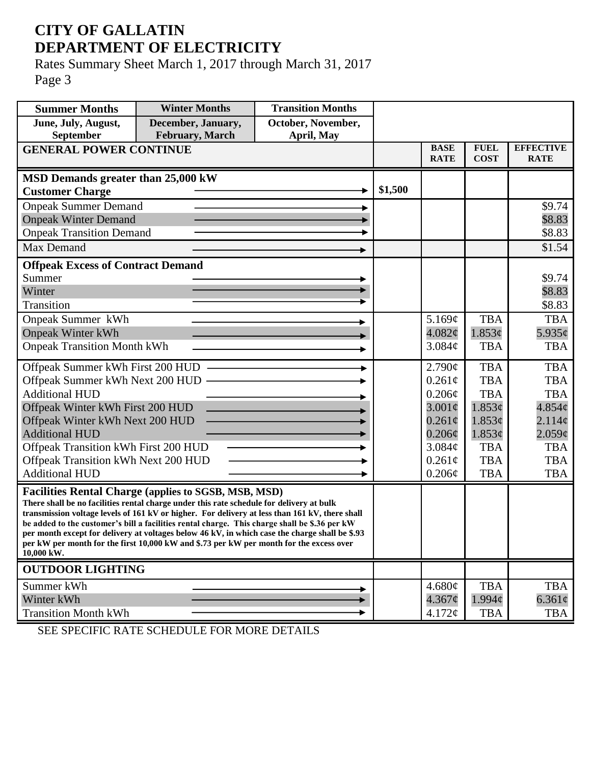# CITY OF GALLATIN
# DEPARTMENT OF ELECTRICITY

Rates Summary Sheet March 1, 2017 through March 31, 2017
Page 3

| Summer Months | Winter Months | Transition Months | | | | |
|---|---|---|---|---|---|---|
| June, July, August, September | December, January, February, March | October, November, April, May | | | | |
| **GENERAL POWER CONTINUE** | | | | **BASE RATE** | **FUEL COST** | **EFFECTIVE RATE** |
| **MSD Demands greater than 25,000 kW** | | | | | | |
| **Customer Charge** | | | $1,500 | | | |
| Onpeak Summer Demand | | | | | | $9.74 |
| Onpeak Winter Demand | | | | | | $8.83 |
| Onpeak Transition Demand | | | | | | $8.83 |
| Max Demand | | | | | | $1.54 |
| **Offpeak Excess of Contract Demand** | | | | | | |
| Summer | | | | | | $9.74 |
| Winter | | | | | | $8.83 |
| Transition | | | | | | $8.83 |
| Onpeak Summer kWh | | | | 5.169¢ | TBA | TBA |
| Onpeak Winter kWh | | | | 4.082¢ | 1.853¢ | 5.935¢ |
| Onpeak Transition Month kWh | | | | 3.084¢ | TBA | TBA |
| Offpeak Summer kWh First 200 HUD | | | | 2.790¢ | TBA | TBA |
| Offpeak Summer kWh Next 200 HUD | | | | 0.261¢ | TBA | TBA |
| Additional HUD | | | | 0.206¢ | TBA | TBA |
| Offpeak Winter kWh First 200 HUD | | | | 3.001¢ | 1.853¢ | 4.854¢ |
| Offpeak Winter kWh Next 200 HUD | | | | 0.261¢ | 1.853¢ | 2.114¢ |
| Additional HUD | | | | 0.206¢ | 1.853¢ | 2.059¢ |
| Offpeak Transition kWh First 200 HUD | | | | 3.084¢ | TBA | TBA |
| Offpeak Transition kWh Next 200 HUD | | | | 0.261¢ | TBA | TBA |
| Additional HUD | | | | 0.206¢ | TBA | TBA |
| **Facilities Rental Charge (applies to SGSB, MSB, MSD)** There shall be no facilities rental charge under this rate schedule for delivery at bulk transmission voltage levels of 161 kV or higher. For delivery at less than 161 kV, there shall be added to the customer's bill a facilities rental charge. This charge shall be $.36 per kW per month except for delivery at voltages below 46 kV, in which case the charge shall be $.93 per kW per month for the first 10,000 kW and $.73 per kW per month for the excess over 10,000 kW. | | | | | | |
| **OUTDOOR LIGHTING** | | | | | | |
| Summer kWh | | | | 4.680¢ | TBA | TBA |
| Winter kWh | | | | 4.367¢ | 1.994¢ | 6.361¢ |
| Transition Month kWh | | | | 4.172¢ | TBA | TBA |

SEE SPECIFIC RATE SCHEDULE FOR MORE DETAILS